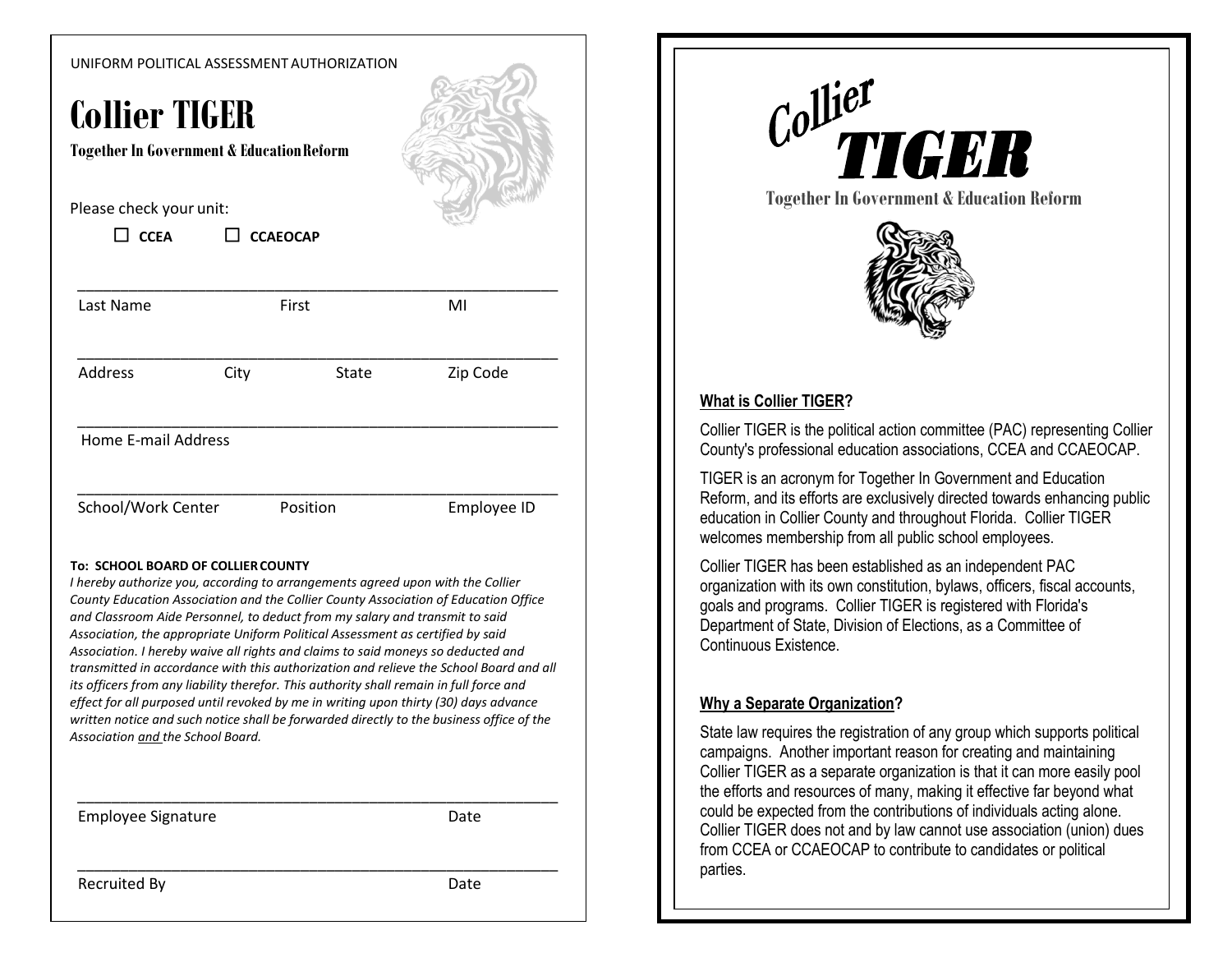UNIFORM POLITICAL ASSESSMENT AUTHORIZATION

# Collier TIGER

**Together In Government & Education Reform**

Please check your unit:

☐ **CCEA** ☐ **CCAEOCAP**

\_\_\_\_\_\_\_\_\_\_\_\_\_\_\_\_\_\_\_\_\_\_\_\_\_\_\_\_\_\_\_\_\_\_\_\_\_\_\_\_\_\_\_\_\_\_\_\_\_\_\_\_\_\_\_\_\_\_

Last Name First MI

\_\_\_\_\_\_\_\_\_\_\_\_\_\_\_\_\_\_\_\_\_\_\_\_\_\_\_\_\_\_\_\_\_\_\_\_\_\_\_\_\_\_\_\_\_\_\_\_\_\_\_\_\_\_\_\_\_\_

Address City State Zip Code

\_\_\_\_\_\_\_\_\_\_\_\_\_\_\_\_\_\_\_\_\_\_\_\_\_\_\_\_\_\_\_\_\_\_\_\_\_\_\_\_\_\_\_\_\_\_\_\_\_\_\_\_\_\_\_\_\_\_

Home E-mail Address

\_\_\_\_\_\_\_\_\_\_\_\_\_\_\_\_\_\_\_\_\_\_\_\_\_\_\_\_\_\_\_\_\_\_\_\_\_\_\_\_\_\_\_\_\_\_\_\_\_\_\_\_\_\_\_\_\_\_

School/Work Center Position Employee ID

**To: SCHOOL BOARD OF COLLIER COUNTY**

*I hereby authorize you, according to arrangements agreed upon with the Collier County Education Association and the Collier County Association of Education Office and Classroom Aide Personnel, to deduct from my salary and transmit to said Association, the appropriate Uniform Political Assessment as certified by said Association. I hereby waive all rights and claims to said moneys so deducted and transmitted in accordance with this authorization and relieve the School Board and all its officers from any liability therefor. This authority shall remain in full force and effect for all purposed until revoked by me in writing upon thirty (30) days advance written notice and such notice shall be forwarded directly to the business office of the Association and the School Board.*

\_\_\_\_\_\_\_\_\_\_\_\_\_\_\_\_\_\_\_\_\_\_\_\_\_\_\_\_\_\_\_\_\_\_\_\_\_\_\_\_\_\_\_\_\_\_\_\_\_\_\_\_\_\_\_\_\_\_

Employee Signature Date

\_\_\_\_\_\_\_\_\_\_\_\_\_\_\_\_\_\_\_\_\_\_\_\_\_\_\_\_\_\_\_\_\_\_\_\_\_\_\_\_\_\_\_\_\_\_\_\_\_\_\_\_\_\_\_\_\_\_

Recruited By Date

# Collier TIGER

**Together In Government & Education Reform**

## What is Collier TIGER?

Collier TIGER is the political action committee (PAC) representing Collier County's professional education associations, CCEA and CCAEOCAP.

TIGER is an acronym for Together In Government and Education Reform, and its efforts are exclusively directed towards enhancing public education in Collier County and throughout Florida. Collier TIGER welcomes membership from all public school employees.

Collier TIGER has been established as an independent PAC organization with its own constitution, bylaws, officers, fiscal accounts, goals and programs. Collier TIGER is registered with Florida's Department of State, Division of Elections, as a Committee of Continuous Existence.

## Why a Separate Organization?

State law requires the registration of any group which supports political campaigns. Another important reason for creating and maintaining Collier TIGER as a separate organization is that it can more easily pool the efforts and resources of many, making it effective far beyond what could be expected from the contributions of individuals acting alone. Collier TIGER does not and by law cannot use association (union) dues from CCEA or CCAEOCAP to contribute to candidates or political parties.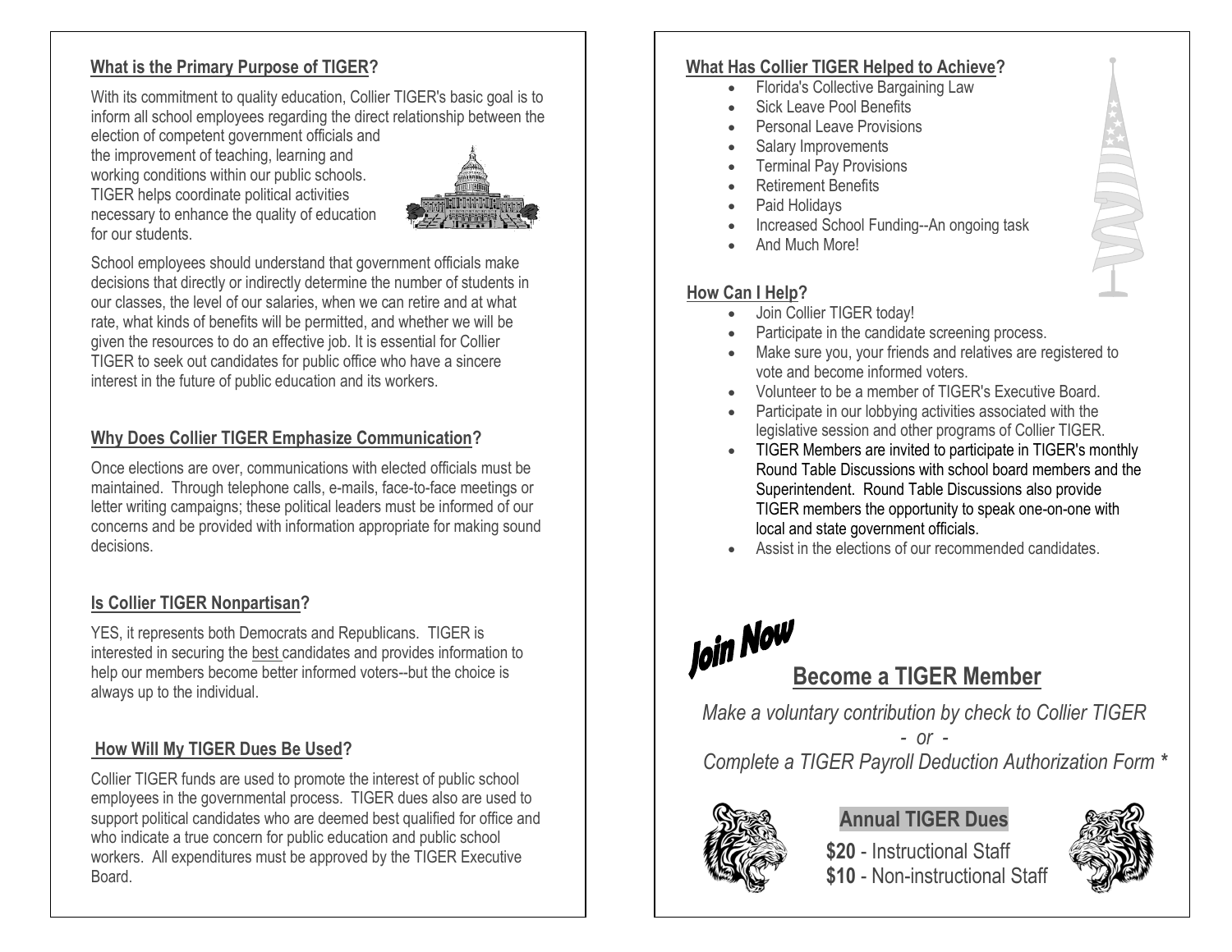## What is the Primary Purpose of TIGER?

With its commitment to quality education, Collier TIGER's basic goal is to inform all school employees regarding the direct relationship between the election of competent government officials and the improvement of teaching, learning and working conditions within our public schools. TIGER helps coordinate political activities necessary to enhance the quality of education for our students.

School employees should understand that government officials make decisions that directly or indirectly determine the number of students in our classes, the level of our salaries, when we can retire and at what rate, what kinds of benefits will be permitted, and whether we will be given the resources to do an effective job. It is essential for Collier TIGER to seek out candidates for public office who have a sincere interest in the future of public education and its workers.

## Why Does Collier TIGER Emphasize Communication?

Once elections are over, communications with elected officials must be maintained. Through telephone calls, e-mails, face-to-face meetings or letter writing campaigns; these political leaders must be informed of our concerns and be provided with information appropriate for making sound decisions.

## Is Collier TIGER Nonpartisan?

YES, it represents both Democrats and Republicans. TIGER is interested in securing the best candidates and provides information to help our members become better informed voters--but the choice is always up to the individual.

## How Will My TIGER Dues Be Used?

Collier TIGER funds are used to promote the interest of public school employees in the governmental process. TIGER dues also are used to support political candidates who are deemed best qualified for office and who indicate a true concern for public education and public school workers. All expenditures must be approved by the TIGER Executive Board.

## What Has Collier TIGER Helped to Achieve?

- Florida's Collective Bargaining Law
- Sick Leave Pool Benefits
- Personal Leave Provisions
- Salary Improvements
- Terminal Pay Provisions
- Retirement Benefits
- Paid Holidays
- Increased School Funding--An ongoing task
- And Much More!

## How Can I Help?

- Join Collier TIGER today!
- Participate in the candidate screening process.
- Make sure you, your friends and relatives are registered to vote and become informed voters.
- Volunteer to be a member of TIGER's Executive Board.
- Participate in our lobbying activities associated with the legislative session and other programs of Collier TIGER.
- TIGER Members are invited to participate in TIGER's monthly Round Table Discussions with school board members and the Superintendent. Round Table Discussions also provide TIGER members the opportunity to speak one-on-one with local and state government officials.
- Assist in the elections of our recommended candidates.

**Join Now**

## Become a TIGER Member

*Make a voluntary contribution by check to Collier TIGER*

*- or -*

*Complete a TIGER Payroll Deduction Authorization Form \**

### Annual TIGER Dues

**$20** - Instructional Staff
**$10** - Non-instructional Staff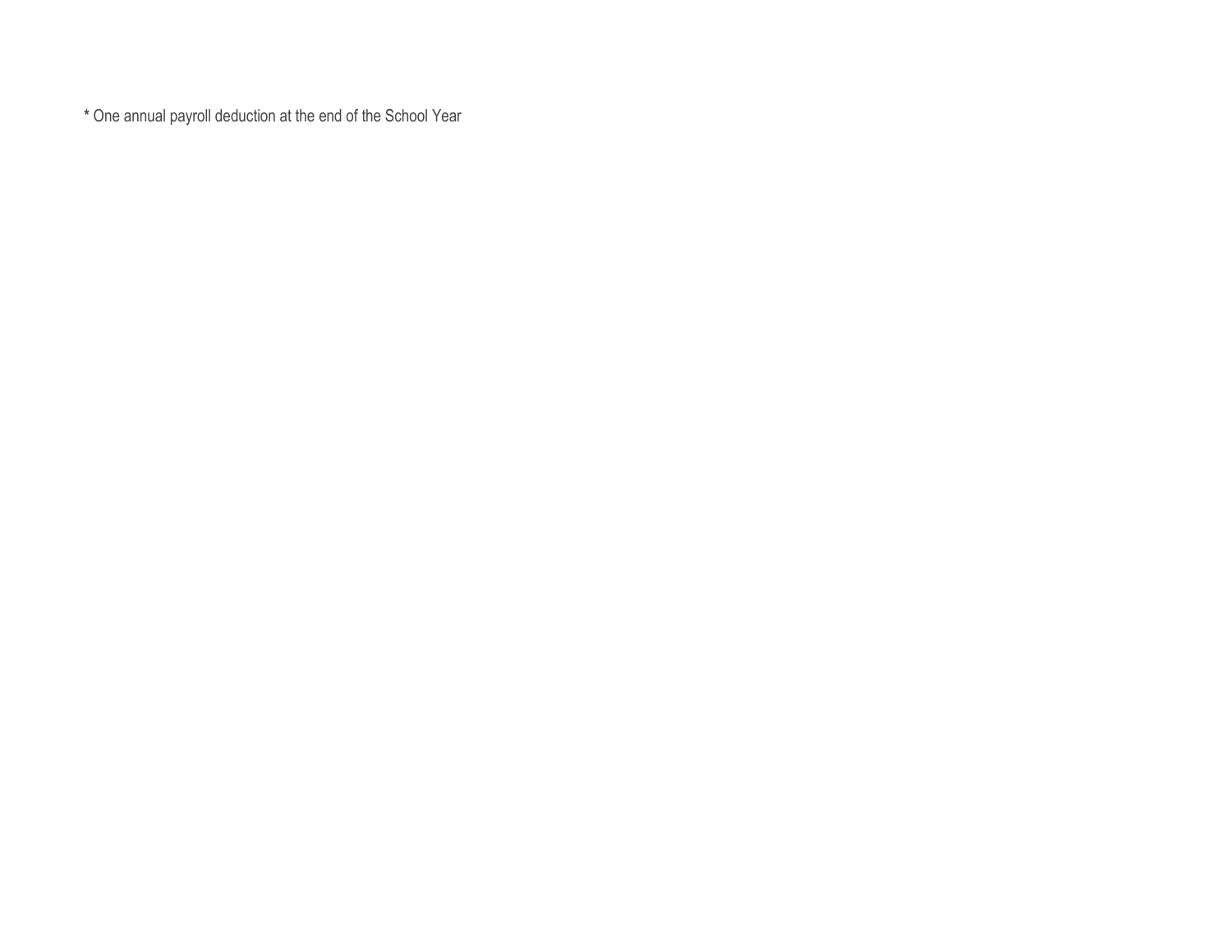* One annual payroll deduction at the end of the School Year